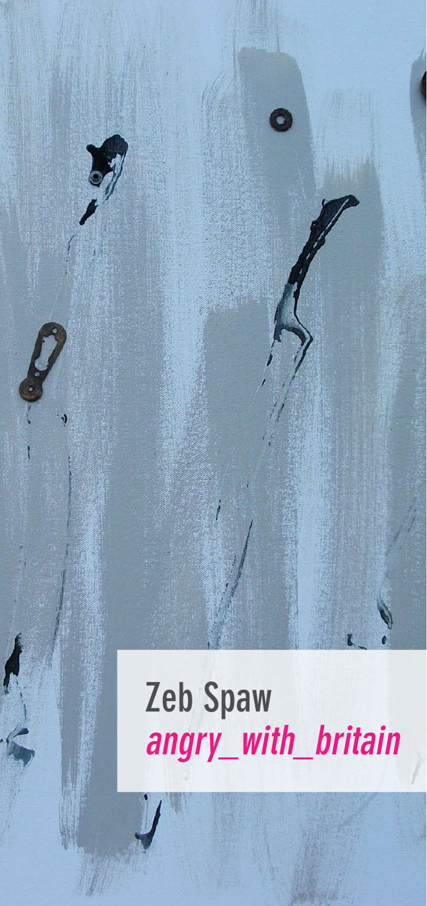# Zeb Spaw

## *angry_with_britain*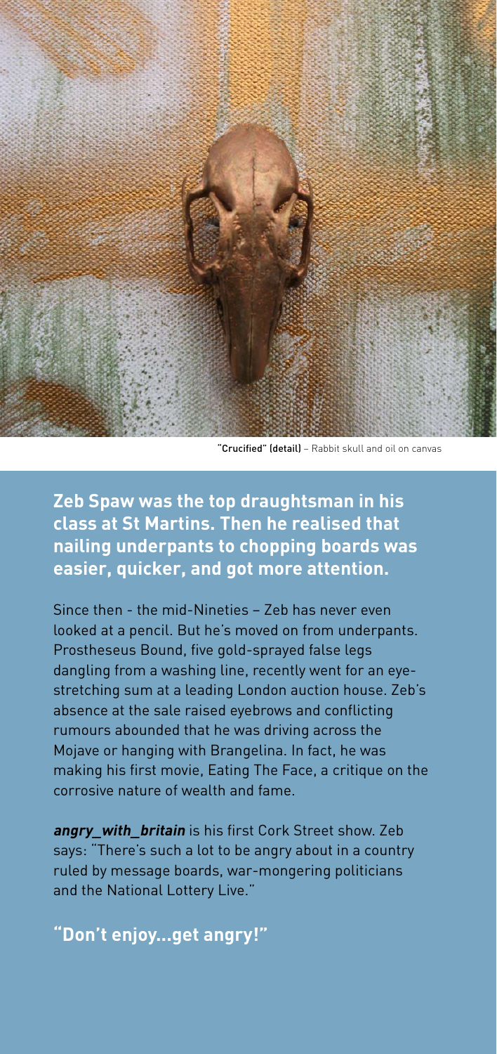"**Crucified**" **(detail)** – Rabbit skull and oil on canvas

**Zeb Spaw was the top draughtsman in his class at St Martins. Then he realised that nailing underpants to chopping boards was easier, quicker, and got more attention.**

Since then - the mid-Nineties – Zeb has never even looked at a pencil. But he's moved on from underpants. Prostheseus Bound, five gold-sprayed false legs dangling from a washing line, recently went for an eye-stretching sum at a leading London auction house. Zeb's absence at the sale raised eyebrows and conflicting rumours abounded that he was driving across the Mojave or hanging with Brangelina. In fact, he was making his first movie, Eating The Face, a critique on the corrosive nature of wealth and fame.

***angry_with_britain*** is his first Cork Street show. Zeb says: "There's such a lot to be angry about in a country ruled by message boards, war-mongering politicians and the National Lottery Live."

## "Don't enjoy...get angry!"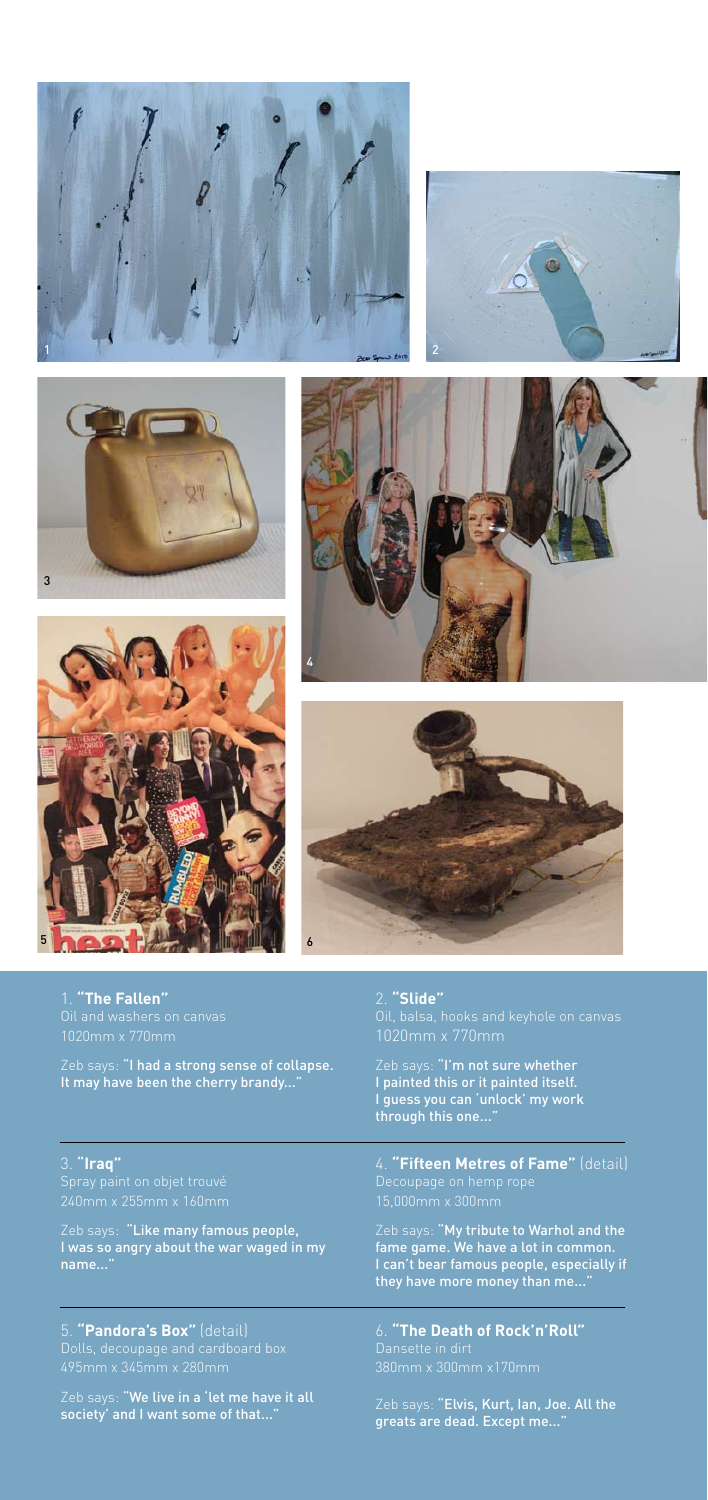1. **"The Fallen"**
Oil and washers on canvas
1020mm x 770mm

Zeb says: "I had a strong sense of collapse. It may have been the cherry brandy..."

2. **"Slide"**
Oil, balsa, hooks and keyhole on canvas
1020mm x 770mm

Zeb says: "I'm not sure whether I painted this or it painted itself. I guess you can 'unlock' my work through this one..."

3. **"Iraq"**
Spray paint on objet trouvé
240mm x 255mm x 160mm

Zeb says: "Like many famous people, I was so angry about the war waged in my name..."

4. **"Fifteen Metres of Fame"** (detail)
Decoupage on hemp rope
15,000mm x 300mm

Zeb says: "My tribute to Warhol and the fame game. We have a lot in common. I can't bear famous people, especially if they have more money than me..."

5. **"Pandora's Box"** (detail)
Dolls, decoupage and cardboard box
495mm x 345mm x 280mm

Zeb says: "We live in a 'let me have it all society' and I want some of that..."

6. **"The Death of Rock'n'Roll"**
Dansette in dirt
380mm x 300mm x170mm

Zeb says: "Elvis, Kurt, Ian, Joe. All the greats are dead. Except me..."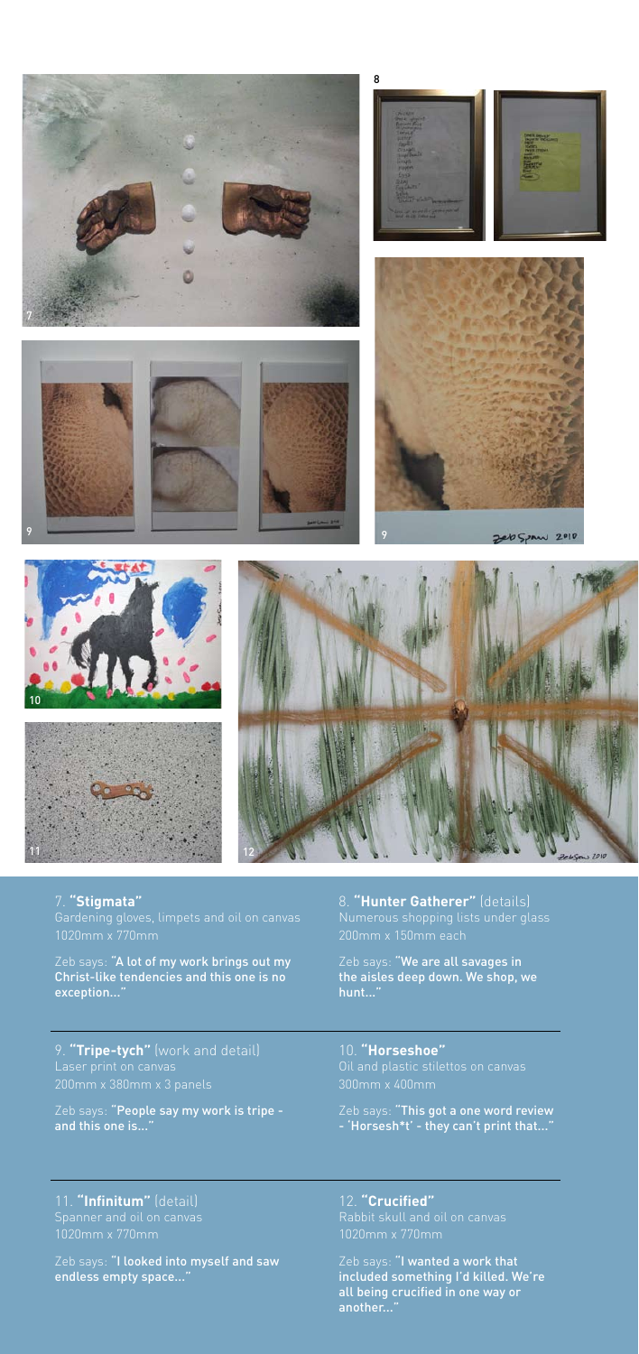7. **"Stigmata"**
Gardening gloves, limpets and oil on canvas
1020mm x 770mm

Zeb says: **"A lot of my work brings out my Christ-like tendencies and this one is no exception..."**

8. **"Hunter Gatherer"** (details)
Numerous shopping lists under glass
200mm x 150mm each

Zeb says: **"We are all savages in the aisles deep down. We shop, we hunt..."**

9. **"Tripe-tych"** (work and detail)
Laser print on canvas
200mm x 380mm x 3 panels

Zeb says: **"People say my work is tripe - and this one is..."**

10. **"Horseshoe"**
Oil and plastic stilettos on canvas
300mm x 400mm

Zeb says: **"This got a one word review - 'Horsesh*t' - they can't print that..."**

11. **"Infinitum"** (detail)
Spanner and oil on canvas
1020mm x 770mm

Zeb says: **"I looked into myself and saw endless empty space..."**

12. **"Crucified"**
Rabbit skull and oil on canvas
1020mm x 770mm

Zeb says: **"I wanted a work that included something I'd killed. We're all being crucified in one way or another..."**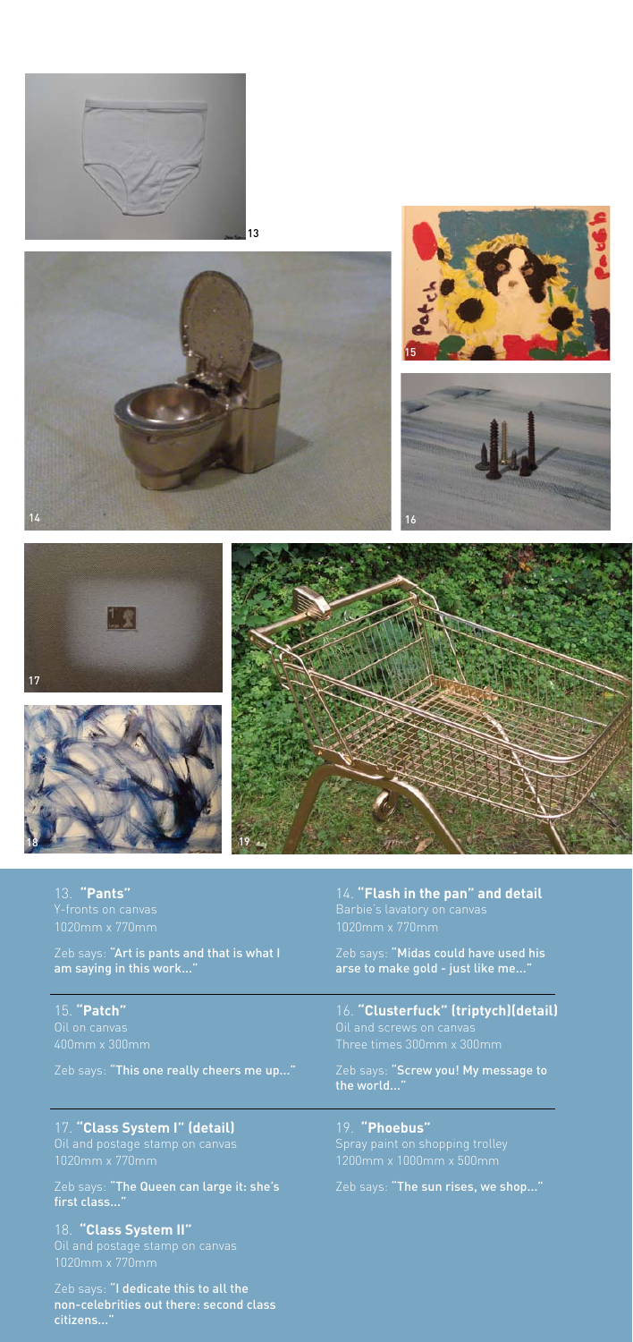13. **"Pants"**
Y-fronts on canvas
1020mm x 770mm

Zeb says: **"Art is pants and that is what I am saying in this work..."**

14. **"Flash in the pan" and detail**
Barbie's lavatory on canvas
1020mm x 770mm

Zeb says: **"Midas could have used his arse to make gold - just like me..."**

15. **"Patch"**
Oil on canvas
400mm x 300mm

Zeb says: **"This one really cheers me up..."**

16. **"Clusterfuck" (triptych)(detail)**
Oil and screws on canvas
Three times 300mm x 300mm

Zeb says: **"Screw you! My message to the world..."**

17. **"Class System I" (detail)**
Oil and postage stamp on canvas
1020mm x 770mm

Zeb says: **"The Queen can large it: she's first class..."**

18. **"Class System II"**
Oil and postage stamp on canvas
1020mm x 770mm

Zeb says: **"I dedicate this to all the non-celebrities out there: second class citizens..."**

19. **"Phoebus"**
Spray paint on shopping trolley
1200mm x 1000mm x 500mm

Zeb says: **"The sun rises, we shop..."**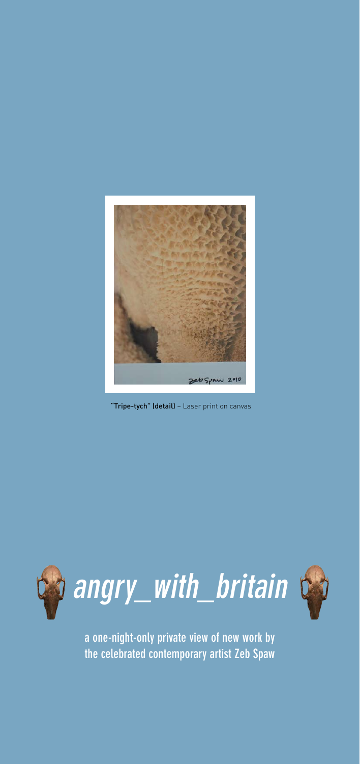**"Tripe-tych" (detail)** – Laser print on canvas

# *angry_with_britain*

a one-night-only private view of new work by the celebrated contemporary artist Zeb Spaw